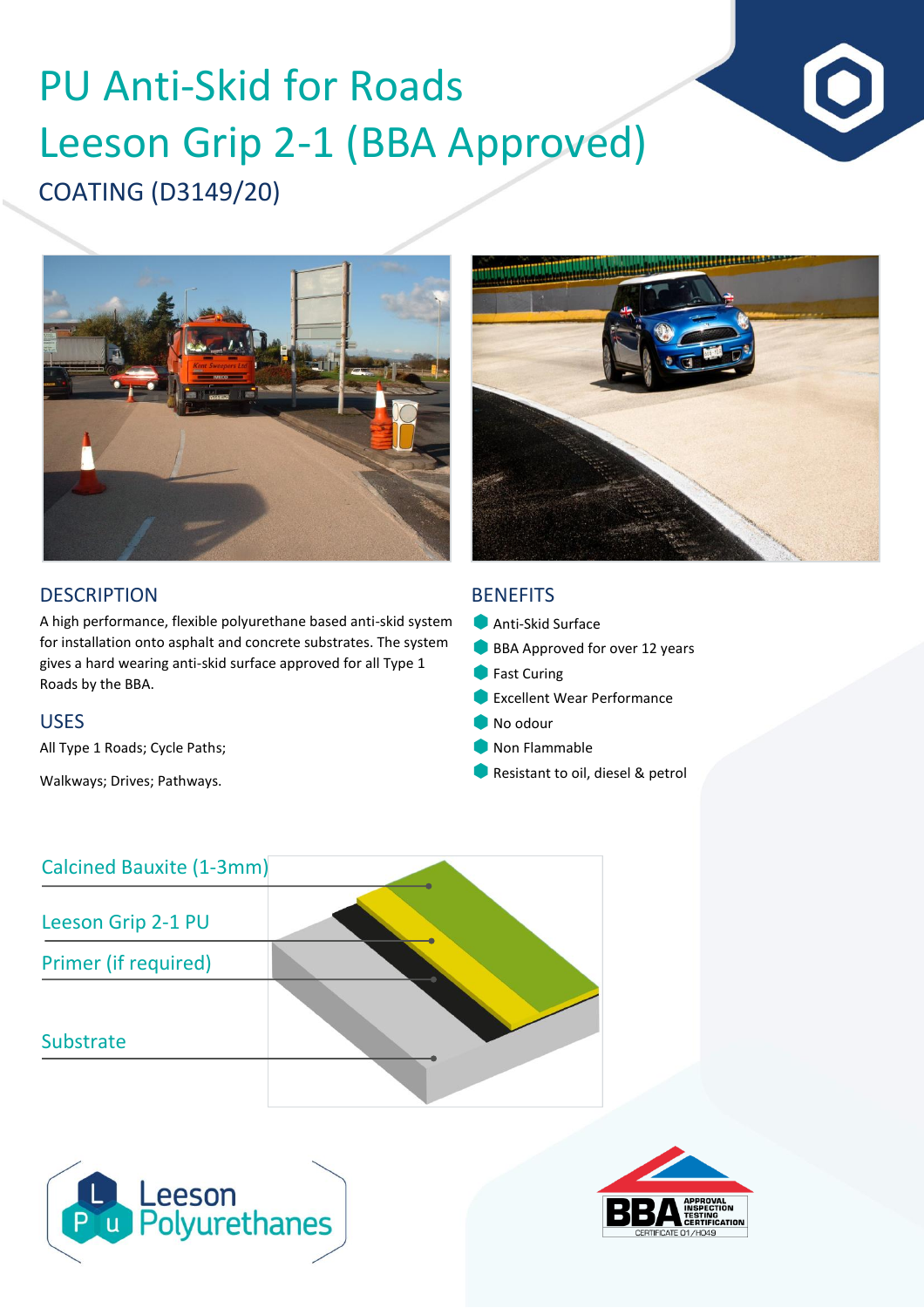# PU Anti-Skid for Roads
# Leeson Grip 2-1 (BBA Approved)

## COATING (D3149/20)

## DESCRIPTION

A high performance, flexible polyurethane based anti-skid system for installation onto asphalt and concrete substrates. The system gives a hard wearing anti-skid surface approved for all Type 1 Roads by the BBA.

## USES

All Type 1 Roads; Cycle Paths;

Walkways; Drives; Pathways.

## BENEFITS

- Anti-Skid Surface
- BBA Approved for over 12 years
- Fast Curing
- Excellent Wear Performance
- No odour
- Non Flammable
- Resistant to oil, diesel & petrol

Calcined Bauxite (1-3mm)

Leeson Grip 2-1 PU

Primer (if required)

Substrate

Leeson Polyurethanes

BBA APPROVAL INSPECTION TESTING CERTIFICATION CERTIFICATE 01/H049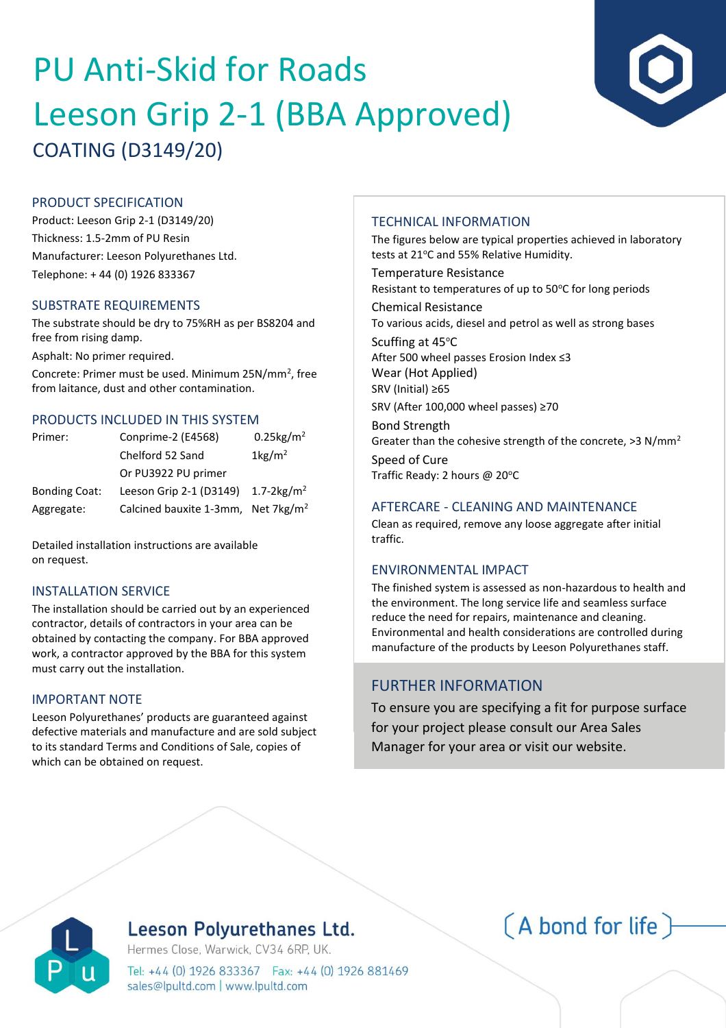# PU Anti-Skid for Roads
# Leeson Grip 2-1 (BBA Approved)
## COATING (D3149/20)

### PRODUCT SPECIFICATION

Product: Leeson Grip 2-1 (D3149/20)
Thickness: 1.5-2mm of PU Resin
Manufacturer: Leeson Polyurethanes Ltd.
Telephone: + 44 (0) 1926 833367

### SUBSTRATE REQUIREMENTS

The substrate should be dry to 75%RH as per BS8204 and free from rising damp.

Asphalt: No primer required.

Concrete: Primer must be used. Minimum 25N/mm², free from laitance, dust and other contamination.

### PRODUCTS INCLUDED IN THIS SYSTEM

| | | |
|---|---|---|
| Primer: | Conprime-2 (E4568) | 0.25kg/m² |
| | Chelford 52 Sand | 1kg/m² |
| | Or PU3922 PU primer | |
| Bonding Coat: | Leeson Grip 2-1 (D3149) | 1.7-2kg/m² |
| Aggregate: | Calcined bauxite 1-3mm, | Net 7kg/m² |

Detailed installation instructions are available on request.

### INSTALLATION SERVICE

The installation should be carried out by an experienced contractor, details of contractors in your area can be obtained by contacting the company. For BBA approved work, a contractor approved by the BBA for this system must carry out the installation.

### IMPORTANT NOTE

Leeson Polyurethanes' products are guaranteed against defective materials and manufacture and are sold subject to its standard Terms and Conditions of Sale, copies of which can be obtained on request.

### TECHNICAL INFORMATION

The figures below are typical properties achieved in laboratory tests at 21°C and 55% Relative Humidity.

Temperature Resistance
Resistant to temperatures of up to 50°C for long periods

Chemical Resistance
To various acids, diesel and petrol as well as strong bases

Scuffing at 45°C
After 500 wheel passes Erosion Index ≤3

Wear (Hot Applied)
SRV (Initial) ≥65
SRV (After 100,000 wheel passes) ≥70

Bond Strength
Greater than the cohesive strength of the concrete, >3 N/mm²

Speed of Cure
Traffic Ready: 2 hours @ 20°C

### AFTERCARE - CLEANING AND MAINTENANCE

Clean as required, remove any loose aggregate after initial traffic.

### ENVIRONMENTAL IMPACT

The finished system is assessed as non-hazardous to health and the environment. The long service life and seamless surface reduce the need for repairs, maintenance and cleaning. Environmental and health considerations are controlled during manufacture of the products by Leeson Polyurethanes staff.

### FURTHER INFORMATION

To ensure you are specifying a fit for purpose surface for your project please consult our Area Sales Manager for your area or visit our website.

**Leeson Polyurethanes Ltd.**
Hermes Close, Warwick, CV34 6RP, UK.
Tel: +44 (0) 1926 833367 Fax: +44 (0) 1926 881469
sales@lpultd.com | www.lpultd.com

A bond for life